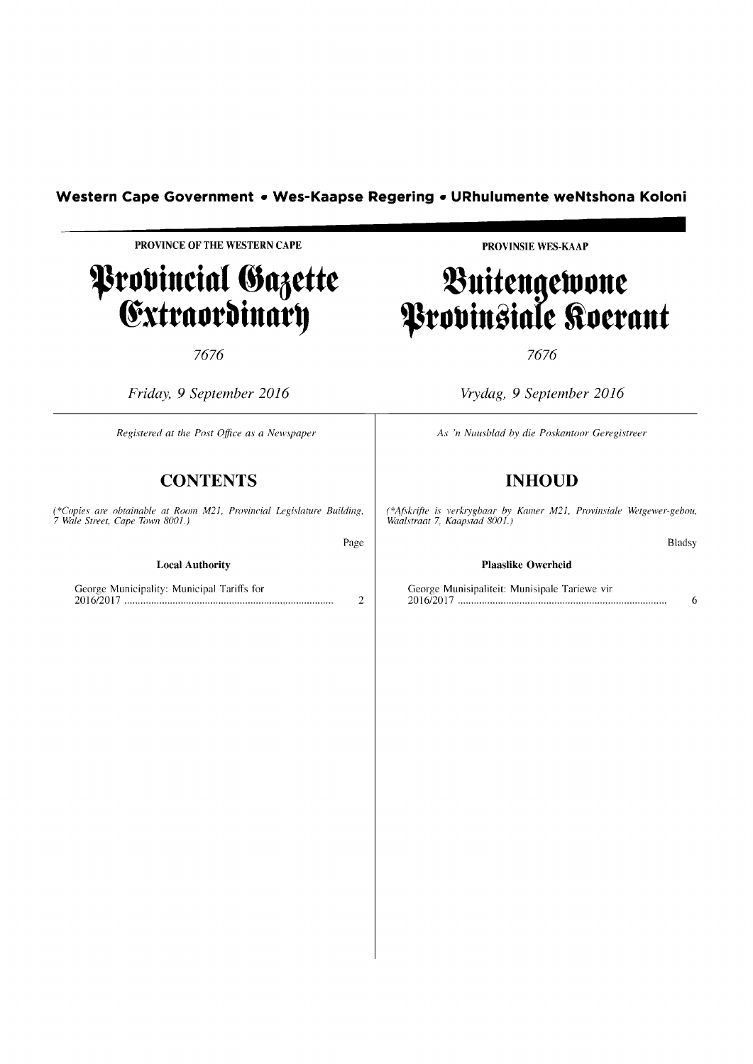**Western Cape Government • Wes-Kaapse Regering • URhulumente weNtshona Koloni**

PROVINCE OF THE WESTERN CAPE

# Provincial Gazette Extraordinary

7676

*Friday, 9 September 2016*

*Registered at the Post Office as a Newspaper*

## CONTENTS

*(\*Copies are obtainable at Room M21, Provincial Legislature Building, 7 Wale Street, Cape Town 8001.)*

| | Page |
|---|---|
| **Local Authority** | |
| George Municipality: Municipal Tariffs for 2016/2017 | 2 |

PROVINSIE WES-KAAP

# Buitengewone Provinsiale Koerant

7676

*Vrydag, 9 September 2016*

*As 'n Nuusblad by die Poskantoor Geregistreer*

## INHOUD

*(\*Afskrifte is verkrygbaar by Kamer M21, Provinsiale Wetgewer-gebou, Waalstraat 7, Kaapstad 8001.)*

| | Bladsy |
|---|---|
| **Plaaslike Owerheid** | |
| George Munisipaliteit: Munisipale Tariewe vir 2016/2017 | 6 |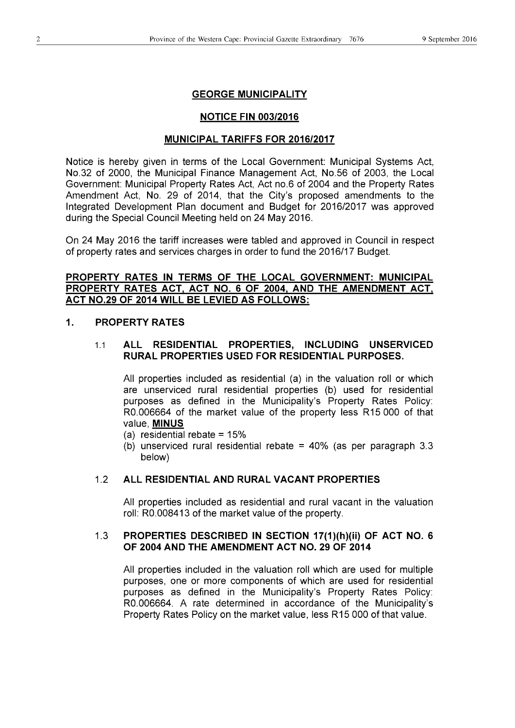## GEORGE MUNICIPALITY

### NOTICE FIN 003/2016

### MUNICIPAL TARIFFS FOR 2016/2017

Notice is hereby given in terms of the Local Government: Municipal Systems Act, No.32 of 2000, the Municipal Finance Management Act, No.56 of 2003, the Local Government: Municipal Property Rates Act, Act no.6 of 2004 and the Property Rates Amendment Act, No. 29 of 2014, that the City's proposed amendments to the Integrated Development Plan document and Budget for 2016/2017 was approved during the Special Council Meeting held on 24 May 2016.

On 24 May 2016 the tariff increases were tabled and approved in Council in respect of property rates and services charges in order to fund the 2016/17 Budget.

**PROPERTY RATES IN TERMS OF THE LOCAL GOVERNMENT: MUNICIPAL PROPERTY RATES ACT, ACT NO. 6 OF 2004, AND THE AMENDMENT ACT, ACT NO.29 OF 2014 WILL BE LEVIED AS FOLLOWS:**

**1. PROPERTY RATES**

**1.1 ALL RESIDENTIAL PROPERTIES, INCLUDING UNSERVICED RURAL PROPERTIES USED FOR RESIDENTIAL PURPOSES.**

All properties included as residential (a) in the valuation roll or which are unserviced rural residential properties (b) used for residential purposes as defined in the Municipality's Property Rates Policy: R0.006664 of the market value of the property less R15 000 of that value, **MINUS**

(a) residential rebate = 15%
(b) unserviced rural residential rebate = 40% (as per paragraph 3.3 below)

**1.2 ALL RESIDENTIAL AND RURAL VACANT PROPERTIES**

All properties included as residential and rural vacant in the valuation roll: R0.008413 of the market value of the property.

**1.3 PROPERTIES DESCRIBED IN SECTION 17(1)(h)(ii) OF ACT NO. 6 OF 2004 AND THE AMENDMENT ACT NO. 29 OF 2014**

All properties included in the valuation roll which are used for multiple purposes, one or more components of which are used for residential purposes as defined in the Municipality's Property Rates Policy: R0.006664. A rate determined in accordance of the Municipality's Property Rates Policy on the market value, less R15 000 of that value.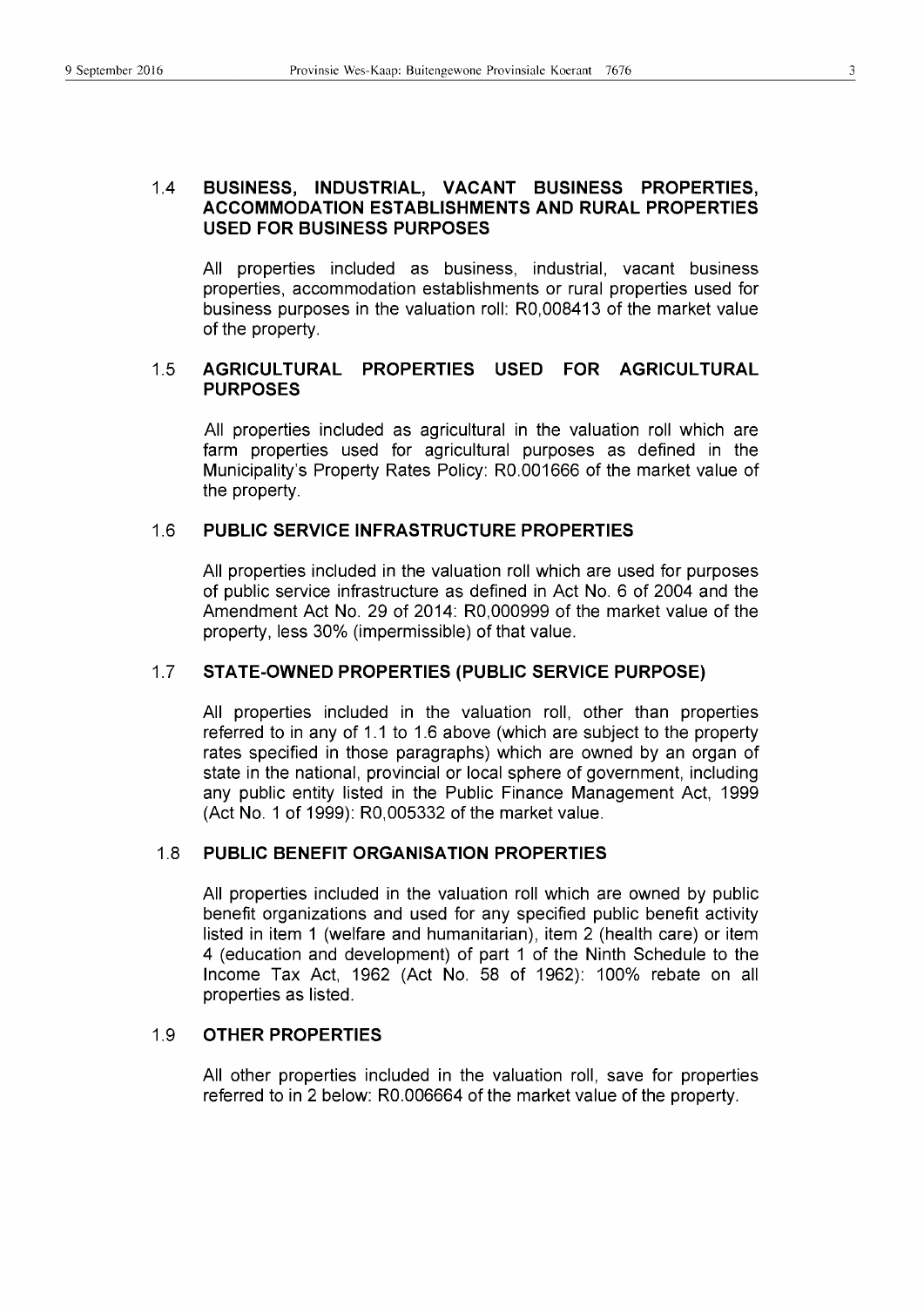### 1.4 BUSINESS, INDUSTRIAL, VACANT BUSINESS PROPERTIES, ACCOMMODATION ESTABLISHMENTS AND RURAL PROPERTIES USED FOR BUSINESS PURPOSES

All properties included as business, industrial, vacant business properties, accommodation establishments or rural properties used for business purposes in the valuation roll: R0,008413 of the market value of the property.

### 1.5 AGRICULTURAL PROPERTIES USED FOR AGRICULTURAL PURPOSES

All properties included as agricultural in the valuation roll which are farm properties used for agricultural purposes as defined in the Municipality's Property Rates Policy: R0.001666 of the market value of the property.

### 1.6 PUBLIC SERVICE INFRASTRUCTURE PROPERTIES

All properties included in the valuation roll which are used for purposes of public service infrastructure as defined in Act No. 6 of 2004 and the Amendment Act No. 29 of 2014: R0,000999 of the market value of the property, less 30% (impermissible) of that value.

### 1.7 STATE-OWNED PROPERTIES (PUBLIC SERVICE PURPOSE)

All properties included in the valuation roll, other than properties referred to in any of 1.1 to 1.6 above (which are subject to the property rates specified in those paragraphs) which are owned by an organ of state in the national, provincial or local sphere of government, including any public entity listed in the Public Finance Management Act, 1999 (Act No. 1 of 1999): R0,005332 of the market value.

### 1.8 PUBLIC BENEFIT ORGANISATION PROPERTIES

All properties included in the valuation roll which are owned by public benefit organizations and used for any specified public benefit activity listed in item 1 (welfare and humanitarian), item 2 (health care) or item 4 (education and development) of part 1 of the Ninth Schedule to the Income Tax Act, 1962 (Act No. 58 of 1962): 100% rebate on all properties as listed.

### 1.9 OTHER PROPERTIES

All other properties included in the valuation roll, save for properties referred to in 2 below: R0.006664 of the market value of the property.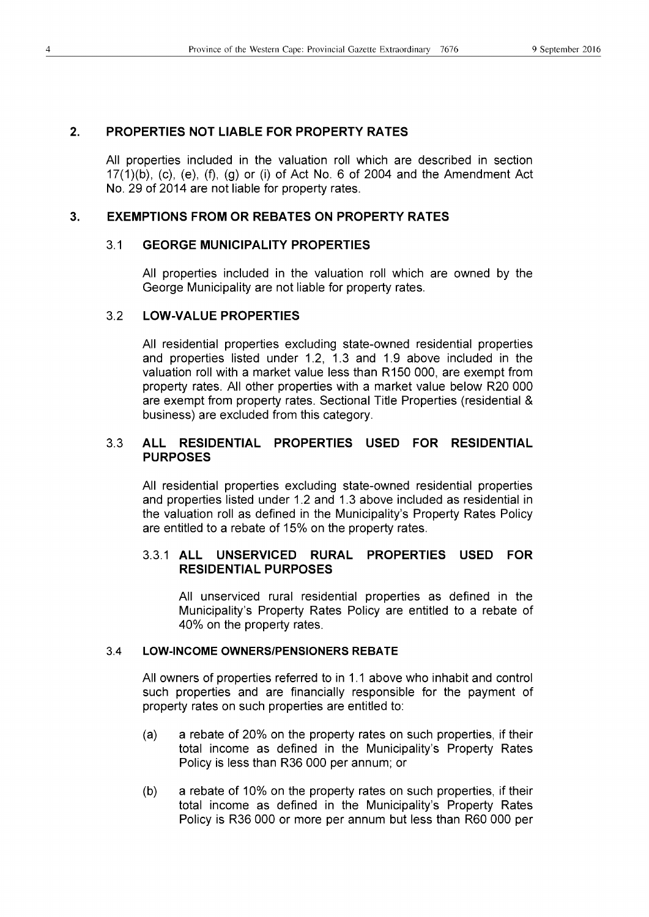## 2. PROPERTIES NOT LIABLE FOR PROPERTY RATES

All properties included in the valuation roll which are described in section 17(1)(b), (c), (e), (f), (g) or (i) of Act No. 6 of 2004 and the Amendment Act No. 29 of 2014 are not liable for property rates.

## 3. EXEMPTIONS FROM OR REBATES ON PROPERTY RATES

### 3.1 GEORGE MUNICIPALITY PROPERTIES

All properties included in the valuation roll which are owned by the George Municipality are not liable for property rates.

### 3.2 LOW-VALUE PROPERTIES

All residential properties excluding state-owned residential properties and properties listed under 1.2, 1.3 and 1.9 above included in the valuation roll with a market value less than R150 000, are exempt from property rates. All other properties with a market value below R20 000 are exempt from property rates. Sectional Title Properties (residential & business) are excluded from this category.

### 3.3 ALL RESIDENTIAL PROPERTIES USED FOR RESIDENTIAL PURPOSES

All residential properties excluding state-owned residential properties and properties listed under 1.2 and 1.3 above included as residential in the valuation roll as defined in the Municipality's Property Rates Policy are entitled to a rebate of 15% on the property rates.

#### 3.3.1 ALL UNSERVICED RURAL PROPERTIES USED FOR RESIDENTIAL PURPOSES

All unserviced rural residential properties as defined in the Municipality's Property Rates Policy are entitled to a rebate of 40% on the property rates.

### 3.4 LOW-INCOME OWNERS/PENSIONERS REBATE

All owners of properties referred to in 1.1 above who inhabit and control such properties and are financially responsible for the payment of property rates on such properties are entitled to:

(a) a rebate of 20% on the property rates on such properties, if their total income as defined in the Municipality's Property Rates Policy is less than R36 000 per annum; or

(b) a rebate of 10% on the property rates on such properties, if their total income as defined in the Municipality's Property Rates Policy is R36 000 or more per annum but less than R60 000 per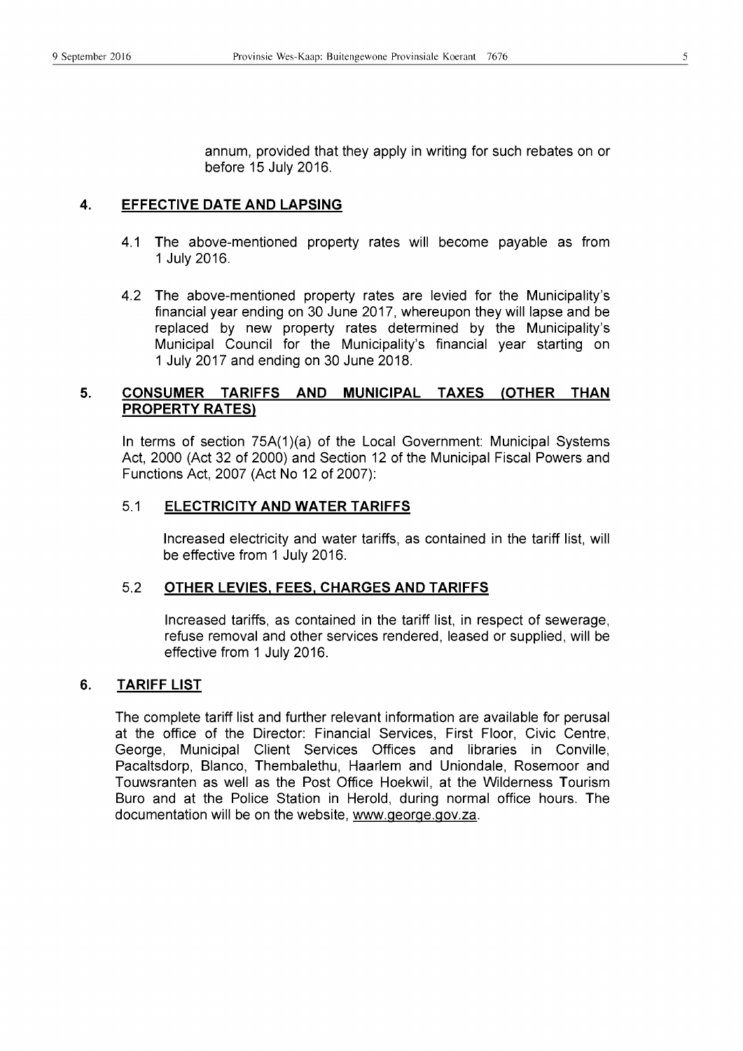annum, provided that they apply in writing for such rebates on or before 15 July 2016.

## 4. EFFECTIVE DATE AND LAPSING

4.1 The above-mentioned property rates will become payable as from 1 July 2016.

4.2 The above-mentioned property rates are levied for the Municipality's financial year ending on 30 June 2017, whereupon they will lapse and be replaced by new property rates determined by the Municipality's Municipal Council for the Municipality's financial year starting on 1 July 2017 and ending on 30 June 2018.

## 5. CONSUMER TARIFFS AND MUNICIPAL TAXES (OTHER THAN PROPERTY RATES)

In terms of section 75A(1)(a) of the Local Government: Municipal Systems Act, 2000 (Act 32 of 2000) and Section 12 of the Municipal Fiscal Powers and Functions Act, 2007 (Act No 12 of 2007):

### 5.1 ELECTRICITY AND WATER TARIFFS

Increased electricity and water tariffs, as contained in the tariff list, will be effective from 1 July 2016.

### 5.2 OTHER LEVIES, FEES, CHARGES AND TARIFFS

Increased tariffs, as contained in the tariff list, in respect of sewerage, refuse removal and other services rendered, leased or supplied, will be effective from 1 July 2016.

## 6. TARIFF LIST

The complete tariff list and further relevant information are available for perusal at the office of the Director: Financial Services, First Floor, Civic Centre, George, Municipal Client Services Offices and libraries in Conville, Pacaltsdorp, Blanco, Thembalethu, Haarlem and Uniondale, Rosemoor and Touwsranten as well as the Post Office Hoekwil, at the Wilderness Tourism Buro and at the Police Station in Herold, during normal office hours. The documentation will be on the website, www.george.gov.za.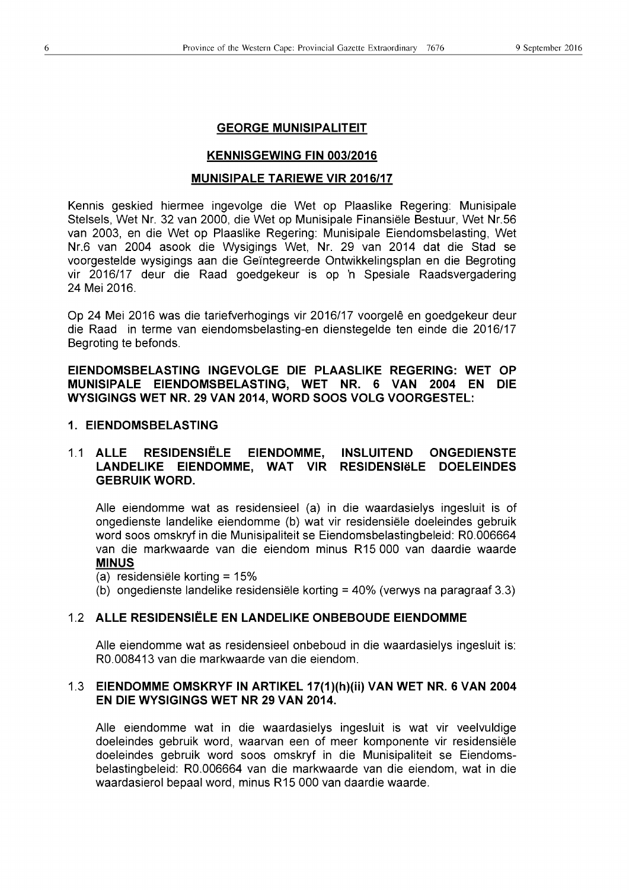## GEORGE MUNISIPALITEIT

### KENNISGEWING FIN 003/2016

### MUNISIPALE TARIEWE VIR 2016/17

Kennis geskied hiermee ingevolge die Wet op Plaaslike Regering: Munisipale Stelsels, Wet Nr. 32 van 2000, die Wet op Munisipale Finansiële Bestuur, Wet Nr.56 van 2003, en die Wet op Plaaslike Regering: Munisipale Eiendomsbelasting, Wet Nr.6 van 2004 asook die Wysigings Wet, Nr. 29 van 2014 dat die Stad se voorgestelde wysigings aan die Geïntegreerde Ontwikkelingsplan en die Begroting vir 2016/17 deur die Raad goedgekeur is op 'n Spesiale Raadsvergadering 24 Mei 2016.

Op 24 Mei 2016 was die tariefverhogings vir 2016/17 voorgelê en goedgekeur deur die Raad in terme van eiendomsbelasting-en dienstegelde ten einde die 2016/17 Begroting te befonds.

**EIENDOMSBELASTING INGEVOLGE DIE PLAASLIKE REGERING: WET OP MUNISIPALE EIENDOMSBELASTING, WET NR. 6 VAN 2004 EN DIE WYSIGINGS WET NR. 29 VAN 2014, WORD SOOS VOLG VOORGESTEL:**

**1. EIENDOMSBELASTING**

1.1 **ALLE RESIDENSIËLE EIENDOMME, INSLUITEND ONGEDIENSTE LANDELIKE EIENDOMME, WAT VIR RESIDENSIëLE DOELEINDES GEBRUIK WORD.**

Alle eiendomme wat as residensieel (a) in die waardasielys ingesluit is of ongedienste landelike eiendomme (b) wat vir residensiële doeleindes gebruik word soos omskryf in die Munisipaliteit se Eiendomsbelastingbeleid: R0.006664 van die markwaarde van die eiendom minus R15 000 van daardie waarde **MINUS**

(a) residensiële korting = 15%
(b) ongedienste landelike residensiële korting = 40% (verwys na paragraaf 3.3)

1.2 **ALLE RESIDENSIËLE EN LANDELIKE ONBEBOUDE EIENDOMME**

Alle eiendomme wat as residensieel onbeboud in die waardasielys ingesluit is: R0.008413 van die markwaarde van die eiendom.

1.3 **EIENDOMME OMSKRYF IN ARTIKEL 17(1)(h)(ii) VAN WET NR. 6 VAN 2004 EN DIE WYSIGINGS WET NR 29 VAN 2014.**

Alle eiendomme wat in die waardasielys ingesluit is wat vir veelvuldige doeleindes gebruik word, waarvan een of meer komponente vir residensiële doeleindes gebruik word soos omskryf in die Munisipaliteit se Eiendoms-belastingbeleid: R0.006664 van die markwaarde van die eiendom, wat in die waardasierol bepaal word, minus R15 000 van daardie waarde.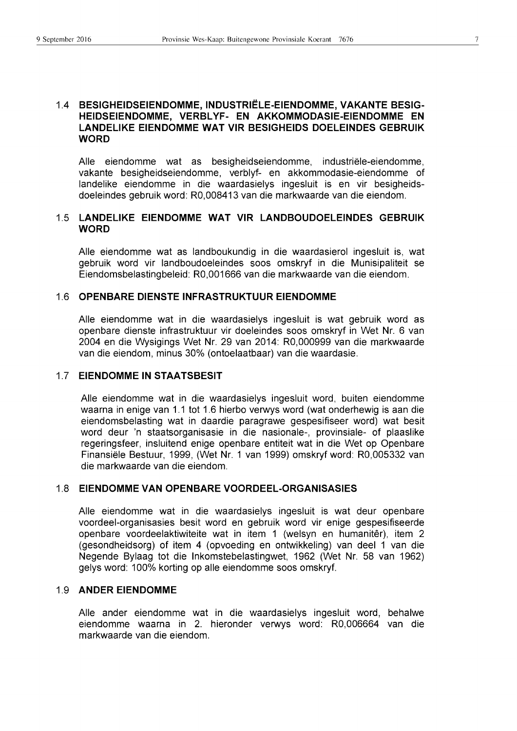### 1.4 BESIGHEIDSEIENDOMME, INDUSTRIËLE-EIENDOMME, VAKANTE BESIGHEIDSEIENDOMME, VERBLYF- EN AKKOMMODASIE-EIENDOMME EN LANDELIKE EIENDOMME WAT VIR BESIGHEIDS DOELEINDES GEBRUIK WORD

Alle eiendomme wat as besigheidseiendomme, industriële-eiendomme, vakante besigheidseiendomme, verblyf- en akkommodasie-eiendomme of landelike eiendomme in die waardasielys ingesluit is en vir besigheidsdoeleindes gebruik word: R0,008413 van die markwaarde van die eiendom.

### 1.5 LANDELIKE EIENDOMME WAT VIR LANDBOUDOELEINDES GEBRUIK WORD

Alle eiendomme wat as landboukundig in die waardasierol ingesluit is, wat gebruik word vir landboudoeleindes soos omskryf in die Munisipaliteit se Eiendomsbelastingbeleid: R0,001666 van die markwaarde van die eiendom.

### 1.6 OPENBARE DIENSTE INFRASTRUKTUUR EIENDOMME

Alle eiendomme wat in die waardasielys ingesluit is wat gebruik word as openbare dienste infrastruktuur vir doeleindes soos omskryf in Wet Nr. 6 van 2004 en die Wysigings Wet Nr. 29 van 2014: R0,000999 van die markwaarde van die eiendom, minus 30% (ontoelaatbaar) van die waardasie.

### 1.7 EIENDOMME IN STAATSBESIT

Alle eiendomme wat in die waardasielys ingesluit word, buiten eiendomme waarna in enige van 1.1 tot 1.6 hierbo verwys word (wat onderhewig is aan die eiendomsbelasting wat in daardie paragrawe gespesifiseer word) wat besit word deur 'n staatsorganisasie in die nasionale-, provinsiale- of plaaslike regeringsfeer, insluitend enige openbare entiteit wat in die Wet op Openbare Finansiële Bestuur, 1999, (Wet Nr. 1 van 1999) omskryf word: R0,005332 van die markwaarde van die eiendom.

### 1.8 EIENDOMME VAN OPENBARE VOORDEEL-ORGANISASIES

Alle eiendomme wat in die waardasielys ingesluit is wat deur openbare voordeel-organisasies besit word en gebruik word vir enige gespesifiseerde openbare voordeelaktiwiteite wat in item 1 (welsyn en humanitêr), item 2 (gesondheidsorg) of item 4 (opvoeding en ontwikkeling) van deel 1 van die Negende Bylaag tot die Inkomstebelastingwet, 1962 (Wet Nr. 58 van 1962) gelys word: 100% korting op alle eiendomme soos omskryf.

### 1.9 ANDER EIENDOMME

Alle ander eiendomme wat in die waardasielys ingesluit word, behalwe eiendomme waarna in 2. hieronder verwys word: R0,006664 van die markwaarde van die eiendom.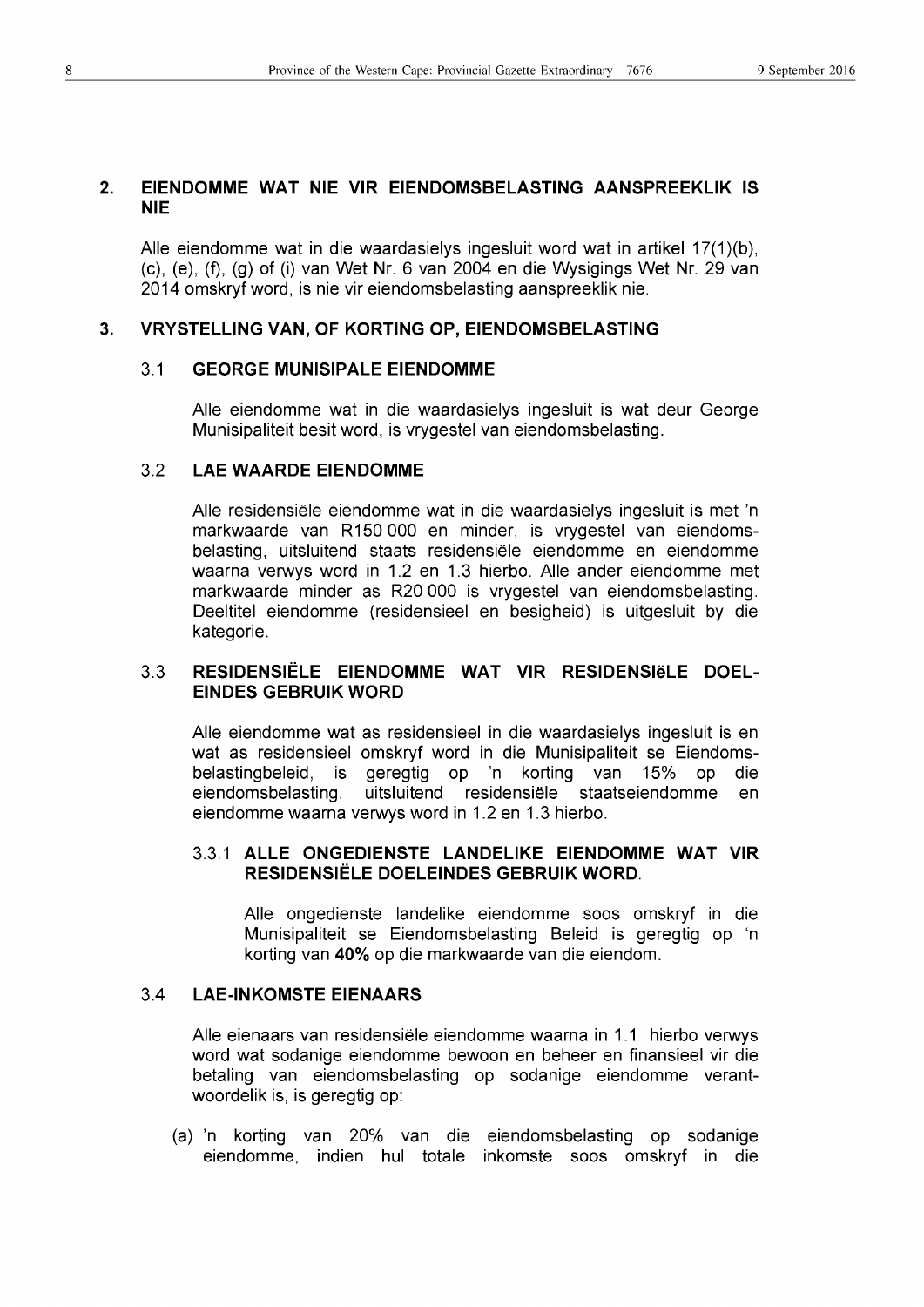## 2. EIENDOMME WAT NIE VIR EIENDOMSBELASTING AANSPREEKLIK IS NIE

Alle eiendomme wat in die waardasielys ingesluit word wat in artikel 17(1)(b), (c), (e), (f), (g) of (i) van Wet Nr. 6 van 2004 en die Wysigings Wet Nr. 29 van 2014 omskryf word, is nie vir eiendomsbelasting aanspreeklik nie.

## 3. VRYSTELLING VAN, OF KORTING OP, EIENDOMSBELASTING

### 3.1 GEORGE MUNISIPALE EIENDOMME

Alle eiendomme wat in die waardasielys ingesluit is wat deur George Munisipaliteit besit word, is vrygestel van eiendomsbelasting.

### 3.2 LAE WAARDE EIENDOMME

Alle residensiële eiendomme wat in die waardasielys ingesluit is met 'n markwaarde van R150 000 en minder, is vrygestel van eiendomsbelasting, uitsluitend staats residensiële eiendomme en eiendomme waarna verwys word in 1.2 en 1.3 hierbo. Alle ander eiendomme met markwaarde minder as R20 000 is vrygestel van eiendomsbelasting. Deeltitel eiendomme (residensieel en besigheid) is uitgesluit by die kategorie.

### 3.3 RESIDENSIËLE EIENDOMME WAT VIR RESIDENSIëLE DOELEINDES GEBRUIK WORD

Alle eiendomme wat as residensieel in die waardasielys ingesluit is en wat as residensieel omskryf word in die Munisipaliteit se Eiendomsbelastingbeleid, is geregtig op 'n korting van 15% op die eiendomsbelasting, uitsluitend residensiële staatseiendomme en eiendomme waarna verwys word in 1.2 en 1.3 hierbo.

#### 3.3.1 ALLE ONGEDIENSTE LANDELIKE EIENDOMME WAT VIR RESIDENSIËLE DOELEINDES GEBRUIK WORD.

Alle ongedienste landelike eiendomme soos omskryf in die Munisipaliteit se Eiendomsbelasting Beleid is geregtig op 'n korting van **40%** op die markwaarde van die eiendom.

### 3.4 LAE-INKOMSTE EIENAARS

Alle eienaars van residensiële eiendomme waarna in 1.1 hierbo verwys word wat sodanige eiendomme bewoon en beheer en finansieel vir die betaling van eiendomsbelasting op sodanige eiendomme verantwoordelik is, is geregtig op:

(a) 'n korting van 20% van die eiendomsbelasting op sodanige eiendomme, indien hul totale inkomste soos omskryf in die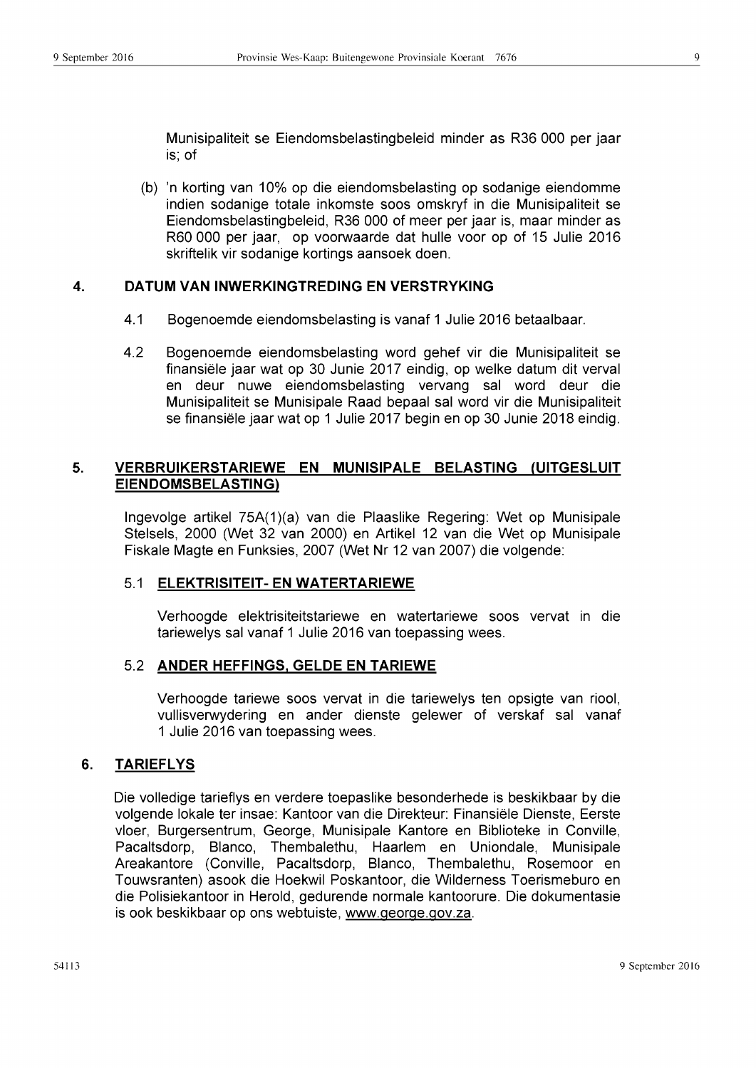Munisipaliteit se Eiendomsbelastingbeleid minder as R36 000 per jaar is; of

(b) 'n korting van 10% op die eiendomsbelasting op sodanige eiendomme indien sodanige totale inkomste soos omskryf in die Munisipaliteit se Eiendomsbelastingbeleid, R36 000 of meer per jaar is, maar minder as R60 000 per jaar, op voorwaarde dat hulle voor op of 15 Julie 2016 skriftelik vir sodanige kortings aansoek doen.

## 4. DATUM VAN INWERKINGTREDING EN VERSTRYKING

4.1 Bogenoemde eiendomsbelasting is vanaf 1 Julie 2016 betaalbaar.

4.2 Bogenoemde eiendomsbelasting word gehef vir die Munisipaliteit se finansiële jaar wat op 30 Junie 2017 eindig, op welke datum dit verval en deur nuwe eiendomsbelasting vervang sal word deur die Munisipaliteit se Munisipale Raad bepaal sal word vir die Munisipaliteit se finansiële jaar wat op 1 Julie 2017 begin en op 30 Junie 2018 eindig.

## 5. VERBRUIKERSTARIEWE EN MUNISIPALE BELASTING (UITGESLUIT EIENDOMSBELASTING)

Ingevolge artikel 75A(1)(a) van die Plaaslike Regering: Wet op Munisipale Stelsels, 2000 (Wet 32 van 2000) en Artikel 12 van die Wet op Munisipale Fiskale Magte en Funksies, 2007 (Wet Nr 12 van 2007) die volgende:

### 5.1 ELEKTRISITEIT- EN WATERTARIEWE

Verhoogde elektrisiteitstariewe en watertariewe soos vervat in die tariewelys sal vanaf 1 Julie 2016 van toepassing wees.

### 5.2 ANDER HEFFINGS, GELDE EN TARIEWE

Verhoogde tariewe soos vervat in die tariewelys ten opsigte van riool, vullisverwydering en ander dienste gelewer of verskaf sal vanaf 1 Julie 2016 van toepassing wees.

## 6. TARIEFLYS

Die volledige tarieflys en verdere toepaslike besonderhede is beskikbaar by die volgende lokale ter insae: Kantoor van die Direkteur: Finansiële Dienste, Eerste vloer, Burgersentrum, George, Munisipale Kantore en Biblioteke in Conville, Pacaltsdorp, Blanco, Thembalethu, Haarlem en Uniondale, Munisipale Areakantore (Conville, Pacaltsdorp, Blanco, Thembalethu, Rosemoor en Touwsranten) asook die Hoekwil Poskantoor, die Wilderness Toerismeburo en die Polisiekantoor in Herold, gedurende normale kantoorure. Die dokumentasie is ook beskikbaar op ons webtuiste, www.george.gov.za.

54113